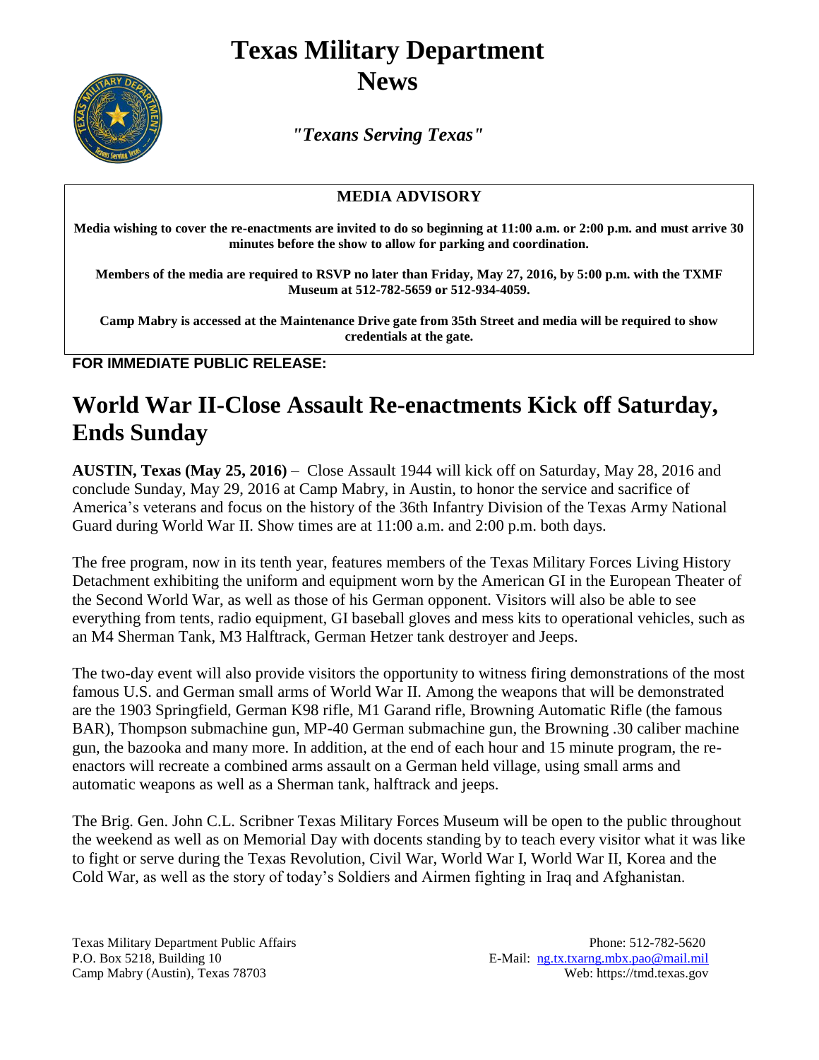# Texas Military Department News

*"Texans Serving Texas"*

**MEDIA ADVISORY**

**Media wishing to cover the re-enactments are invited to do so beginning at 11:00 a.m. or 2:00 p.m. and must arrive 30 minutes before the show to allow for parking and coordination.**

**Members of the media are required to RSVP no later than Friday, May 27, 2016, by 5:00 p.m. with the TXMF Museum at 512-782-5659 or 512-934-4059.**

**Camp Mabry is accessed at the Maintenance Drive gate from 35th Street and media will be required to show credentials at the gate.**

**FOR IMMEDIATE PUBLIC RELEASE:**

## World War II-Close Assault Re-enactments Kick off Saturday, Ends Sunday

**AUSTIN, Texas (May 25, 2016)** – Close Assault 1944 will kick off on Saturday, May 28, 2016 and conclude Sunday, May 29, 2016 at Camp Mabry, in Austin, to honor the service and sacrifice of America's veterans and focus on the history of the 36th Infantry Division of the Texas Army National Guard during World War II. Show times are at 11:00 a.m. and 2:00 p.m. both days.

The free program, now in its tenth year, features members of the Texas Military Forces Living History Detachment exhibiting the uniform and equipment worn by the American GI in the European Theater of the Second World War, as well as those of his German opponent. Visitors will also be able to see everything from tents, radio equipment, GI baseball gloves and mess kits to operational vehicles, such as an M4 Sherman Tank, M3 Halftrack, German Hetzer tank destroyer and Jeeps.

The two-day event will also provide visitors the opportunity to witness firing demonstrations of the most famous U.S. and German small arms of World War II. Among the weapons that will be demonstrated are the 1903 Springfield, German K98 rifle, M1 Garand rifle, Browning Automatic Rifle (the famous BAR), Thompson submachine gun, MP-40 German submachine gun, the Browning .30 caliber machine gun, the bazooka and many more. In addition, at the end of each hour and 15 minute program, the re-enactors will recreate a combined arms assault on a German held village, using small arms and automatic weapons as well as a Sherman tank, halftrack and jeeps.

The Brig. Gen. John C.L. Scribner Texas Military Forces Museum will be open to the public throughout the weekend as well as on Memorial Day with docents standing by to teach every visitor what it was like to fight or serve during the Texas Revolution, Civil War, World War I, World War II, Korea and the Cold War, as well as the story of today's Soldiers and Airmen fighting in Iraq and Afghanistan.

Texas Military Department Public Affairs
P.O. Box 5218, Building 10
Camp Mabry (Austin), Texas 78703

Phone: 512-782-5620
E-Mail: ng.tx.txarng.mbx.pao@mail.mil
Web: https://tmd.texas.gov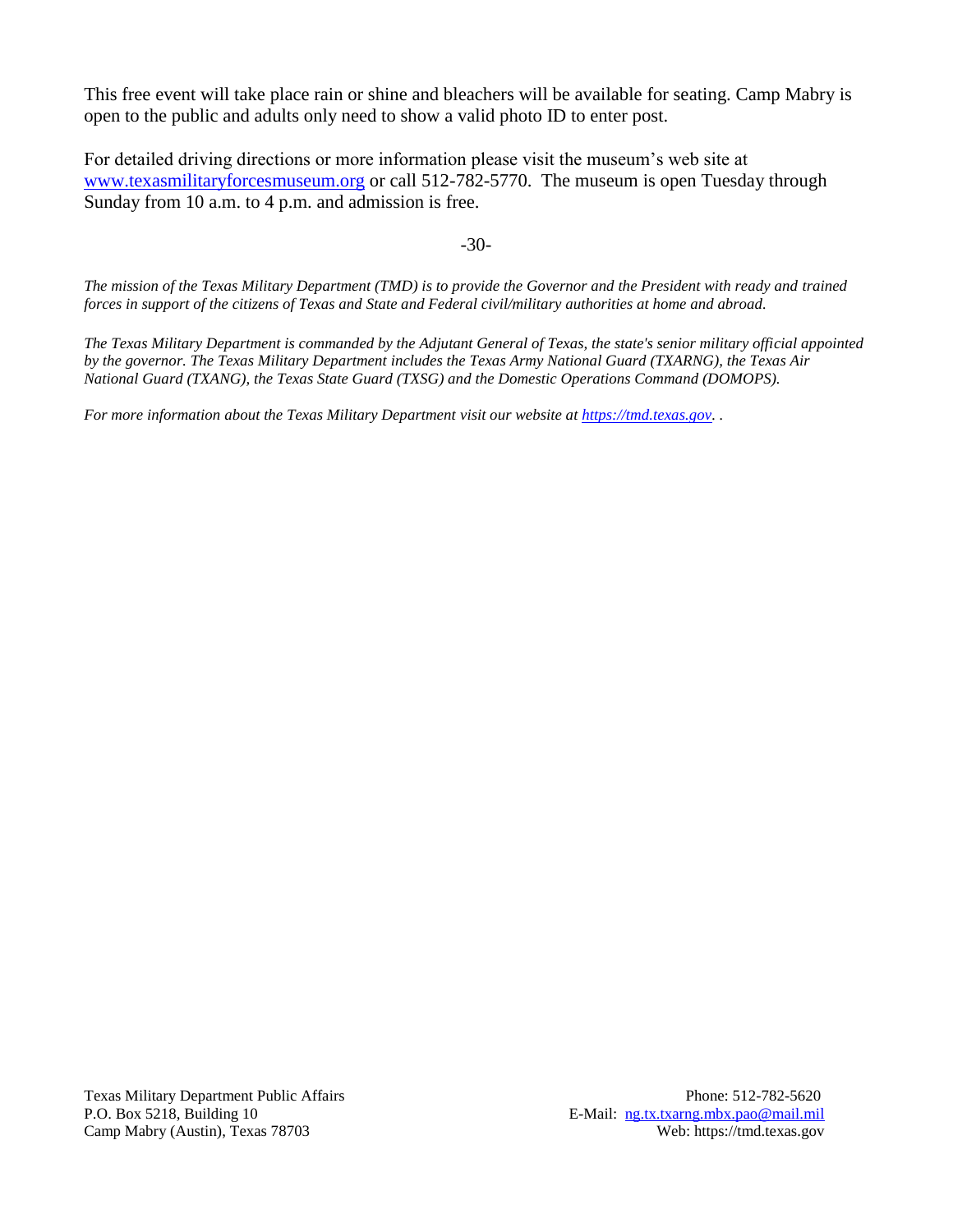This free event will take place rain or shine and bleachers will be available for seating. Camp Mabry is open to the public and adults only need to show a valid photo ID to enter post.

For detailed driving directions or more information please visit the museum's web site at www.texasmilitaryforcesmuseum.org or call 512-782-5770. The museum is open Tuesday through Sunday from 10 a.m. to 4 p.m. and admission is free.

-30-

*The mission of the Texas Military Department (TMD) is to provide the Governor and the President with ready and trained forces in support of the citizens of Texas and State and Federal civil/military authorities at home and abroad.*

*The Texas Military Department is commanded by the Adjutant General of Texas, the state's senior military official appointed by the governor. The Texas Military Department includes the Texas Army National Guard (TXARNG), the Texas Air National Guard (TXANG), the Texas State Guard (TXSG) and the Domestic Operations Command (DOMOPS).*

*For more information about the Texas Military Department visit our website at https://tmd.texas.gov. .*

Texas Military Department Public Affairs
P.O. Box 5218, Building 10
Camp Mabry (Austin), Texas 78703

Phone: 512-782-5620
E-Mail: ng.tx.txarng.mbx.pao@mail.mil
Web: https://tmd.texas.gov